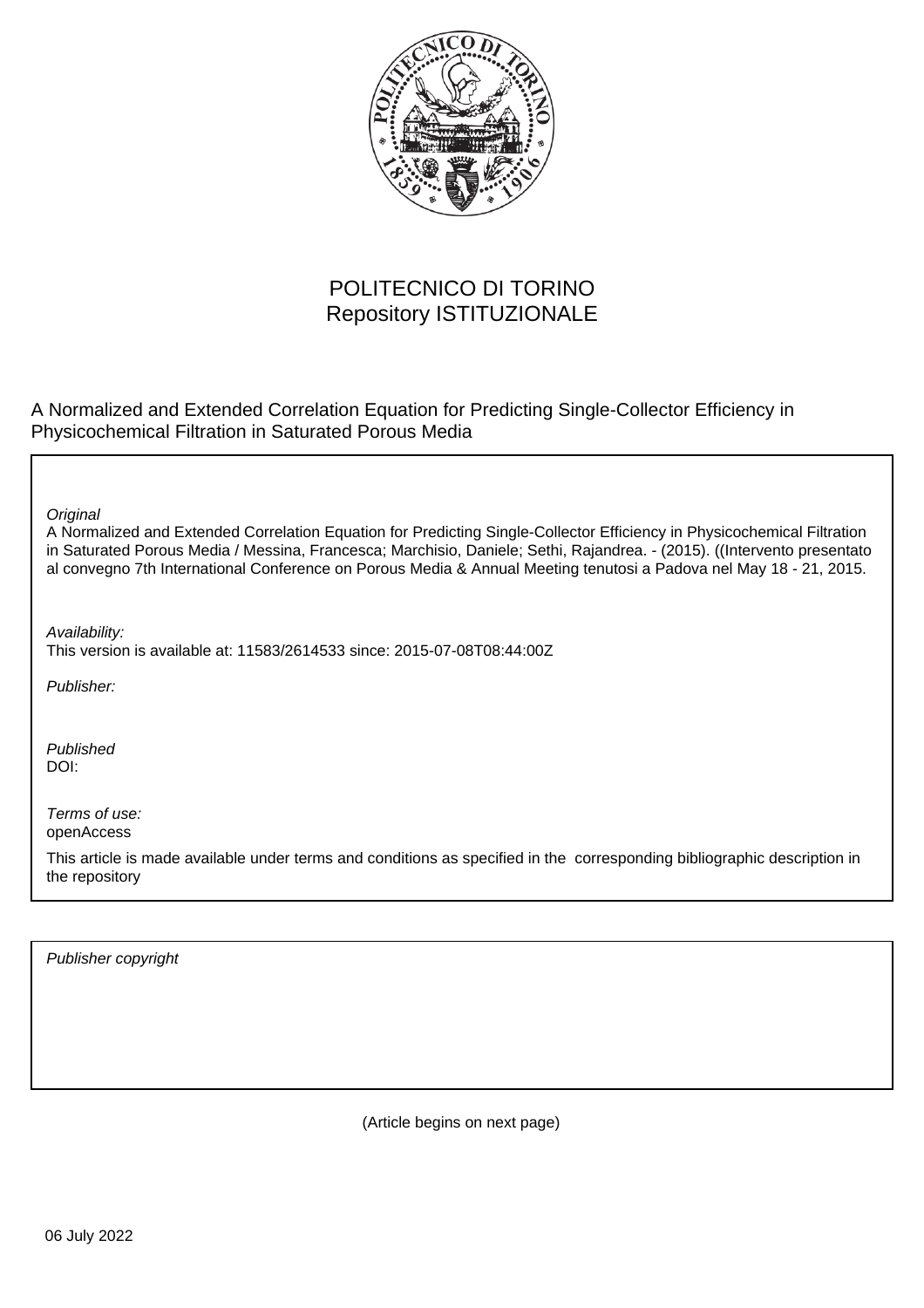POLITECNICO DI TORINO
Repository ISTITUZIONALE

A Normalized and Extended Correlation Equation for Predicting Single-Collector Efficiency in Physicochemical Filtration in Saturated Porous Media

*Original*
A Normalized and Extended Correlation Equation for Predicting Single-Collector Efficiency in Physicochemical Filtration in Saturated Porous Media / Messina, Francesca; Marchisio, Daniele; Sethi, Rajandrea. - (2015). ((Intervento presentato al convegno 7th International Conference on Porous Media & Annual Meeting tenutosi a Padova nel May 18 - 21, 2015.

*Availability:*
This version is available at: 11583/2614533 since: 2015-07-08T08:44:00Z

*Publisher:*

*Published*
DOI:

*Terms of use:*
openAccess

This article is made available under terms and conditions as specified in the corresponding bibliographic description in the repository

*Publisher copyright*

(Article begins on next page)

06 July 2022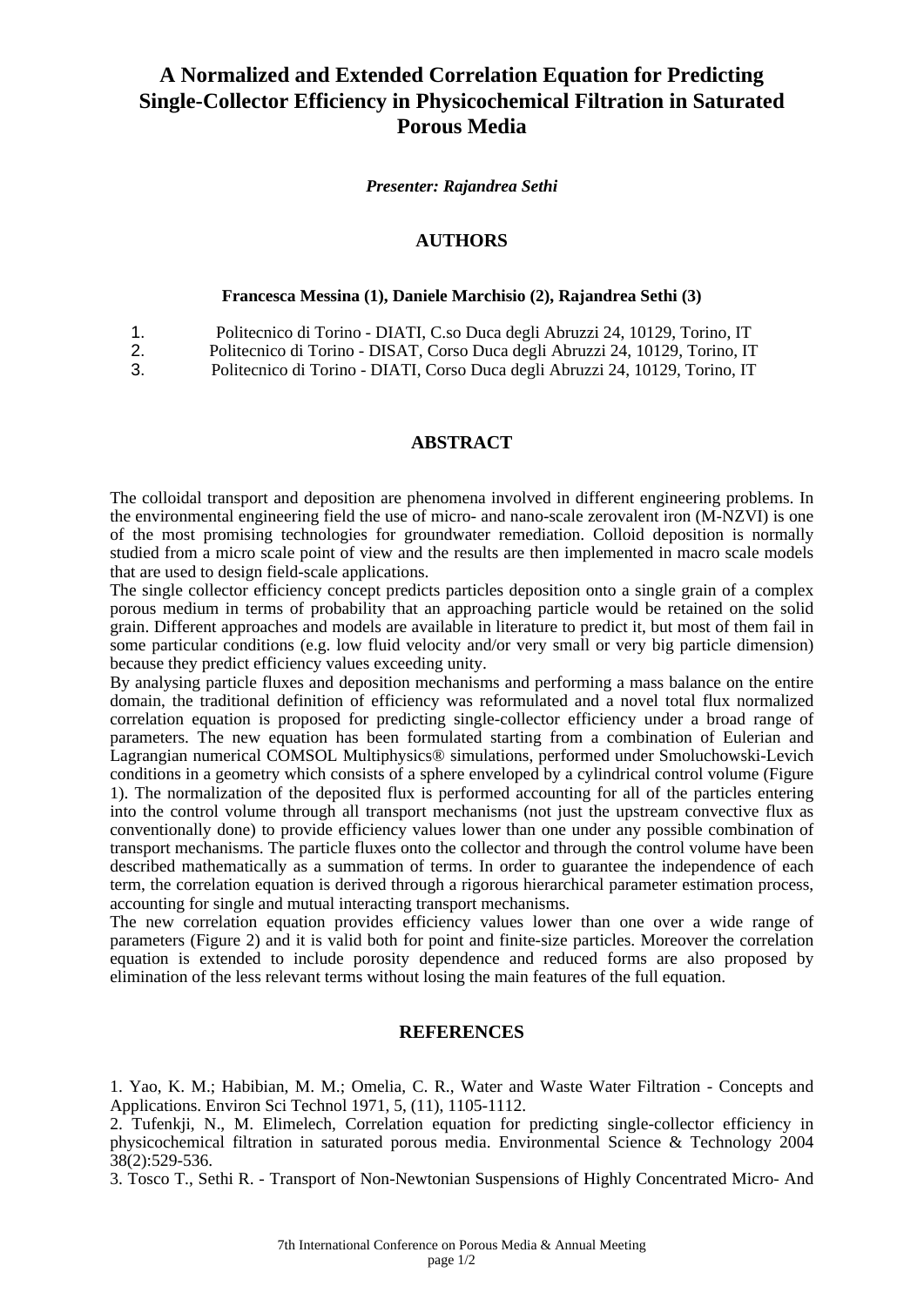# A Normalized and Extended Correlation Equation for Predicting Single-Collector Efficiency in Physicochemical Filtration in Saturated Porous Media

***Presenter: Rajandrea Sethi***

## AUTHORS

**Francesca Messina (1), Daniele Marchisio (2), Rajandrea Sethi (3)**

1. Politecnico di Torino - DIATI, C.so Duca degli Abruzzi 24, 10129, Torino, IT
2. Politecnico di Torino - DISAT, Corso Duca degli Abruzzi 24, 10129, Torino, IT
3. Politecnico di Torino - DIATI, Corso Duca degli Abruzzi 24, 10129, Torino, IT

## ABSTRACT

The colloidal transport and deposition are phenomena involved in different engineering problems. In the environmental engineering field the use of micro- and nano-scale zerovalent iron (M-NZVI) is one of the most promising technologies for groundwater remediation. Colloid deposition is normally studied from a micro scale point of view and the results are then implemented in macro scale models that are used to design field-scale applications.

The single collector efficiency concept predicts particles deposition onto a single grain of a complex porous medium in terms of probability that an approaching particle would be retained on the solid grain. Different approaches and models are available in literature to predict it, but most of them fail in some particular conditions (e.g. low fluid velocity and/or very small or very big particle dimension) because they predict efficiency values exceeding unity.

By analysing particle fluxes and deposition mechanisms and performing a mass balance on the entire domain, the traditional definition of efficiency was reformulated and a novel total flux normalized correlation equation is proposed for predicting single-collector efficiency under a broad range of parameters. The new equation has been formulated starting from a combination of Eulerian and Lagrangian numerical COMSOL Multiphysics® simulations, performed under Smoluchowski-Levich conditions in a geometry which consists of a sphere enveloped by a cylindrical control volume (Figure 1). The normalization of the deposited flux is performed accounting for all of the particles entering into the control volume through all transport mechanisms (not just the upstream convective flux as conventionally done) to provide efficiency values lower than one under any possible combination of transport mechanisms. The particle fluxes onto the collector and through the control volume have been described mathematically as a summation of terms. In order to guarantee the independence of each term, the correlation equation is derived through a rigorous hierarchical parameter estimation process, accounting for single and mutual interacting transport mechanisms.

The new correlation equation provides efficiency values lower than one over a wide range of parameters (Figure 2) and it is valid both for point and finite-size particles. Moreover the correlation equation is extended to include porosity dependence and reduced forms are also proposed by elimination of the less relevant terms without losing the main features of the full equation.

## REFERENCES

1. Yao, K. M.; Habibian, M. M.; Omelia, C. R., Water and Waste Water Filtration - Concepts and Applications. Environ Sci Technol 1971, 5, (11), 1105-1112.
2. Tufenkji, N., M. Elimelech, Correlation equation for predicting single-collector efficiency in physicochemical filtration in saturated porous media. Environmental Science & Technology 2004 38(2):529-536.
3. Tosco T., Sethi R. - Transport of Non-Newtonian Suspensions of Highly Concentrated Micro- And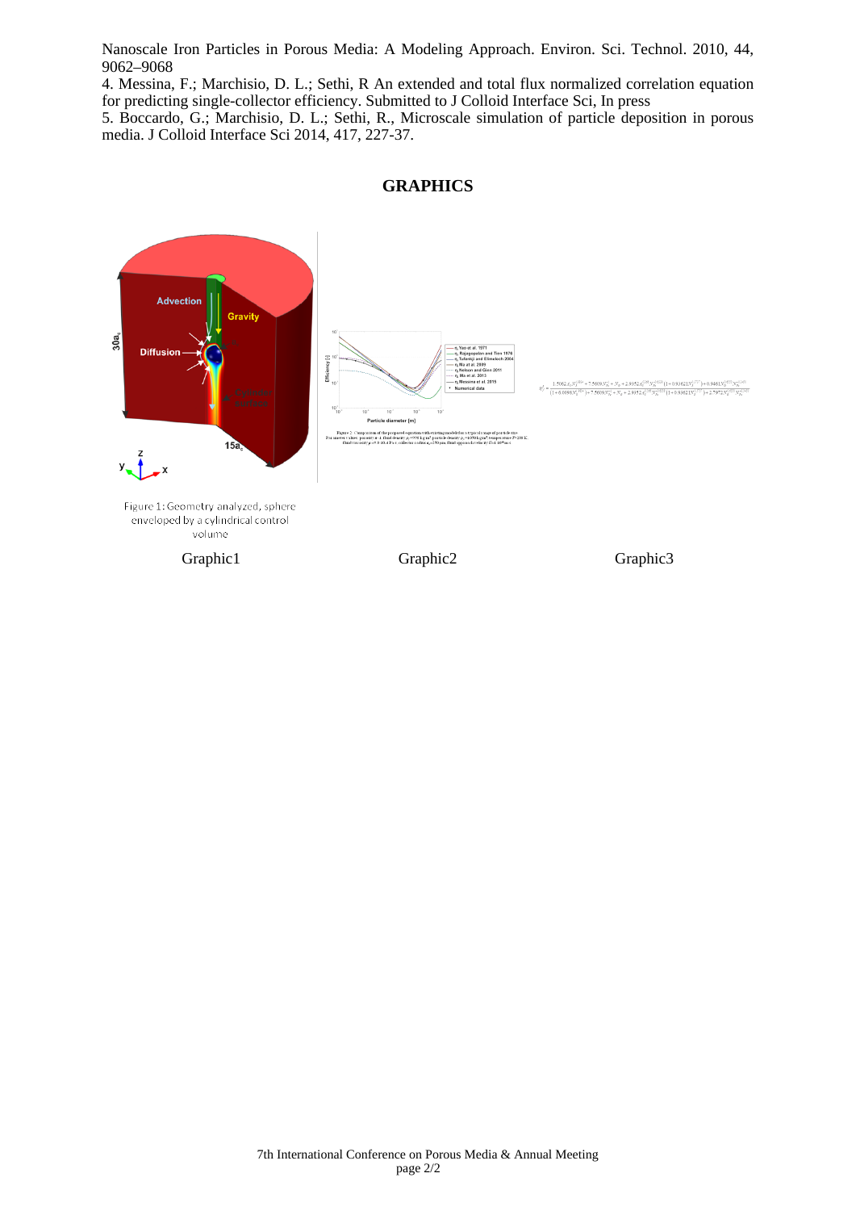Nanoscale Iron Particles in Porous Media: A Modeling Approach. Environ. Sci. Technol. 2010, 44, 9062–9068

4. Messina, F.; Marchisio, D. L.; Sethi, R An extended and total flux normalized correlation equation for predicting single-collector efficiency. Submitted to J Colloid Interface Sci, In press

5. Boccardo, G.; Marchisio, D. L.; Sethi, R., Microscale simulation of particle deposition in porous media. J Colloid Interface Sci 2014, 417, 227-37.

## GRAPHICS

Advection
Gravity
Diffusion
$30a_c$
$15a_c$

Figure 1: Geometry analyzed, sphere enveloped by a cylindrical control volume

Graphic1

Efficiency [-]
Particle diameter [m]

Graphic2

Graphic3